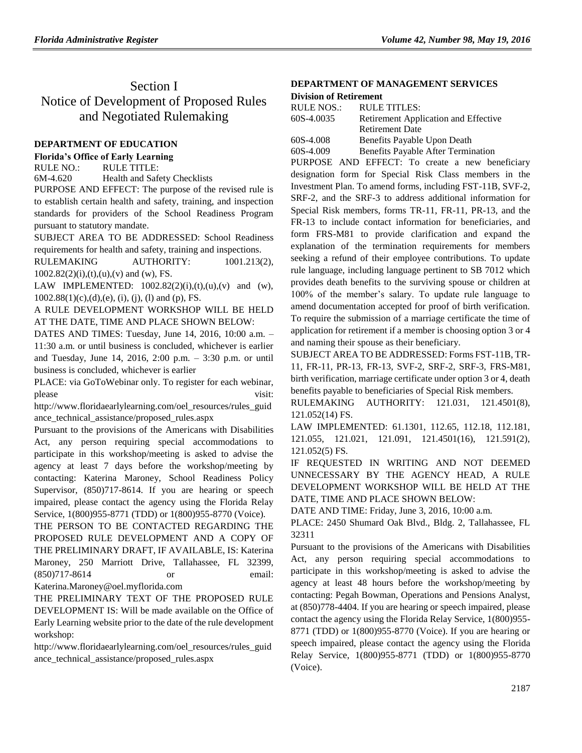# Section I
# Notice of Development of Proposed Rules and Negotiated Rulemaking

## DEPARTMENT OF EDUCATION

### Florida's Office of Early Learning

RULE NO.: RULE TITLE:

6M-4.620 Health and Safety Checklists

PURPOSE AND EFFECT: The purpose of the revised rule is to establish certain health and safety, training, and inspection standards for providers of the School Readiness Program pursuant to statutory mandate.

SUBJECT AREA TO BE ADDRESSED: School Readiness requirements for health and safety, training and inspections.

RULEMAKING AUTHORITY: 1001.213(2), 1002.82(2)(i),(t),(u),(v) and (w), FS.

LAW IMPLEMENTED: 1002.82(2)(i),(t),(u),(v) and (w), 1002.88(1)(c),(d),(e), (i), (j), (l) and (p), FS.

A RULE DEVELOPMENT WORKSHOP WILL BE HELD AT THE DATE, TIME AND PLACE SHOWN BELOW:

DATES AND TIMES: Tuesday, June 14, 2016, 10:00 a.m. – 11:30 a.m. or until business is concluded, whichever is earlier and Tuesday, June 14, 2016, 2:00 p.m. – 3:30 p.m. or until business is concluded, whichever is earlier

PLACE: via GoToWebinar only. To register for each webinar, please visit: http://www.floridaearlylearning.com/oel_resources/rules_guidance_technical_assistance/proposed_rules.aspx

Pursuant to the provisions of the Americans with Disabilities Act, any person requiring special accommodations to participate in this workshop/meeting is asked to advise the agency at least 7 days before the workshop/meeting by contacting: Katerina Maroney, School Readiness Policy Supervisor, (850)717-8614. If you are hearing or speech impaired, please contact the agency using the Florida Relay Service, 1(800)955-8771 (TDD) or 1(800)955-8770 (Voice).

THE PERSON TO BE CONTACTED REGARDING THE PROPOSED RULE DEVELOPMENT AND A COPY OF THE PRELIMINARY DRAFT, IF AVAILABLE, IS: Katerina Maroney, 250 Marriott Drive, Tallahassee, FL 32399, (850)717-8614 or email: Katerina.Maroney@oel.myflorida.com

THE PRELIMINARY TEXT OF THE PROPOSED RULE DEVELOPMENT IS: Will be made available on the Office of Early Learning website prior to the date of the rule development workshop: http://www.floridaearlylearning.com/oel_resources/rules_guidance_technical_assistance/proposed_rules.aspx

## DEPARTMENT OF MANAGEMENT SERVICES

### Division of Retirement

RULE NOS.: RULE TITLES:

60S-4.0035 Retirement Application and Effective Retirement Date

60S-4.008 Benefits Payable Upon Death

60S-4.009 Benefits Payable After Termination

PURPOSE AND EFFECT: To create a new beneficiary designation form for Special Risk Class members in the Investment Plan. To amend forms, including FST-11B, SVF-2, SRF-2, and the SRF-3 to address additional information for Special Risk members, forms TR-11, FR-11, PR-13, and the FR-13 to include contact information for beneficiaries, and form FRS-M81 to provide clarification and expand the explanation of the termination requirements for members seeking a refund of their employee contributions. To update rule language, including language pertinent to SB 7012 which provides death benefits to the surviving spouse or children at 100% of the member's salary. To update rule language to amend documentation accepted for proof of birth verification. To require the submission of a marriage certificate the time of application for retirement if a member is choosing option 3 or 4 and naming their spouse as their beneficiary.

SUBJECT AREA TO BE ADDRESSED: Forms FST-11B, TR-11, FR-11, PR-13, FR-13, SVF-2, SRF-2, SRF-3, FRS-M81, birth verification, marriage certificate under option 3 or 4, death benefits payable to beneficiaries of Special Risk members.

RULEMAKING AUTHORITY: 121.031, 121.4501(8), 121.052(14) FS.

LAW IMPLEMENTED: 61.1301, 112.65, 112.18, 112.181, 121.055, 121.021, 121.091, 121.4501(16), 121.591(2), 121.052(5) FS.

IF REQUESTED IN WRITING AND NOT DEEMED UNNECESSARY BY THE AGENCY HEAD, A RULE DEVELOPMENT WORKSHOP WILL BE HELD AT THE DATE, TIME AND PLACE SHOWN BELOW:

DATE AND TIME: Friday, June 3, 2016, 10:00 a.m.

PLACE: 2450 Shumard Oak Blvd., Bldg. 2, Tallahassee, FL 32311

Pursuant to the provisions of the Americans with Disabilities Act, any person requiring special accommodations to participate in this workshop/meeting is asked to advise the agency at least 48 hours before the workshop/meeting by contacting: Pegah Bowman, Operations and Pensions Analyst, at (850)778-4404. If you are hearing or speech impaired, please contact the agency using the Florida Relay Service, 1(800)955-8771 (TDD) or 1(800)955-8770 (Voice). If you are hearing or speech impaired, please contact the agency using the Florida Relay Service, 1(800)955-8771 (TDD) or 1(800)955-8770 (Voice).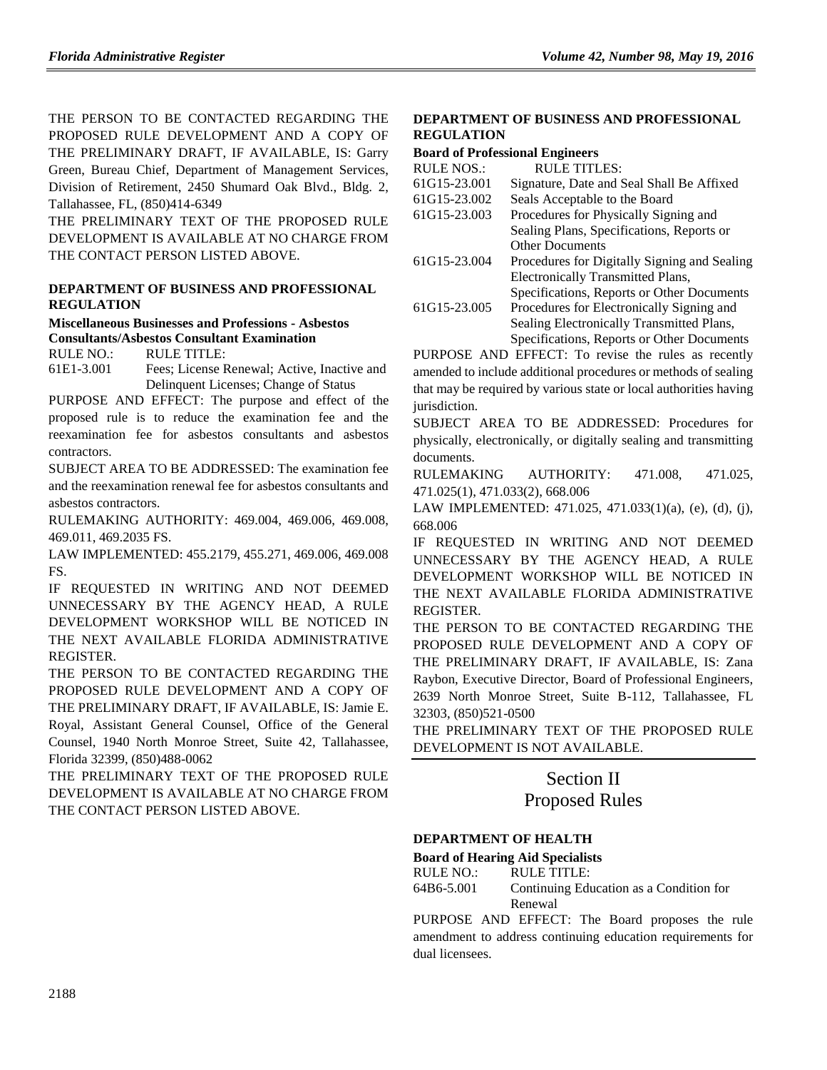THE PERSON TO BE CONTACTED REGARDING THE PROPOSED RULE DEVELOPMENT AND A COPY OF THE PRELIMINARY DRAFT, IF AVAILABLE, IS: Garry Green, Bureau Chief, Department of Management Services, Division of Retirement, 2450 Shumard Oak Blvd., Bldg. 2, Tallahassee, FL, (850)414-6349

THE PRELIMINARY TEXT OF THE PROPOSED RULE DEVELOPMENT IS AVAILABLE AT NO CHARGE FROM THE CONTACT PERSON LISTED ABOVE.

### DEPARTMENT OF BUSINESS AND PROFESSIONAL REGULATION

**Miscellaneous Businesses and Professions - Asbestos Consultants/Asbestos Consultant Examination**

| RULE NO.: | RULE TITLE: |
|---|---|
| 61E1-3.001 | Fees; License Renewal; Active, Inactive and Delinquent Licenses; Change of Status |

PURPOSE AND EFFECT: The purpose and effect of the proposed rule is to reduce the examination fee and the reexamination fee for asbestos consultants and asbestos contractors.

SUBJECT AREA TO BE ADDRESSED: The examination fee and the reexamination renewal fee for asbestos consultants and asbestos contractors.

RULEMAKING AUTHORITY: 469.004, 469.006, 469.008, 469.011, 469.2035 FS.

LAW IMPLEMENTED: 455.2179, 455.271, 469.006, 469.008 FS.

IF REQUESTED IN WRITING AND NOT DEEMED UNNECESSARY BY THE AGENCY HEAD, A RULE DEVELOPMENT WORKSHOP WILL BE NOTICED IN THE NEXT AVAILABLE FLORIDA ADMINISTRATIVE REGISTER.

THE PERSON TO BE CONTACTED REGARDING THE PROPOSED RULE DEVELOPMENT AND A COPY OF THE PRELIMINARY DRAFT, IF AVAILABLE, IS: Jamie E. Royal, Assistant General Counsel, Office of the General Counsel, 1940 North Monroe Street, Suite 42, Tallahassee, Florida 32399, (850)488-0062

THE PRELIMINARY TEXT OF THE PROPOSED RULE DEVELOPMENT IS AVAILABLE AT NO CHARGE FROM THE CONTACT PERSON LISTED ABOVE.

### DEPARTMENT OF BUSINESS AND PROFESSIONAL REGULATION

**Board of Professional Engineers**

| RULE NOS.: | RULE TITLES: |
|---|---|
| 61G15-23.001 | Signature, Date and Seal Shall Be Affixed |
| 61G15-23.002 | Seals Acceptable to the Board |
| 61G15-23.003 | Procedures for Physically Signing and Sealing Plans, Specifications, Reports or Other Documents |
| 61G15-23.004 | Procedures for Digitally Signing and Sealing Electronically Transmitted Plans, Specifications, Reports or Other Documents |
| 61G15-23.005 | Procedures for Electronically Signing and Sealing Electronically Transmitted Plans, Specifications, Reports or Other Documents |

PURPOSE AND EFFECT: To revise the rules as recently amended to include additional procedures or methods of sealing that may be required by various state or local authorities having jurisdiction.

SUBJECT AREA TO BE ADDRESSED: Procedures for physically, electronically, or digitally sealing and transmitting documents.

RULEMAKING AUTHORITY: 471.008, 471.025, 471.025(1), 471.033(2), 668.006

LAW IMPLEMENTED: 471.025, 471.033(1)(a), (e), (d), (j), 668.006

IF REQUESTED IN WRITING AND NOT DEEMED UNNECESSARY BY THE AGENCY HEAD, A RULE DEVELOPMENT WORKSHOP WILL BE NOTICED IN THE NEXT AVAILABLE FLORIDA ADMINISTRATIVE REGISTER.

THE PERSON TO BE CONTACTED REGARDING THE PROPOSED RULE DEVELOPMENT AND A COPY OF THE PRELIMINARY DRAFT, IF AVAILABLE, IS: Zana Raybon, Executive Director, Board of Professional Engineers, 2639 North Monroe Street, Suite B-112, Tallahassee, FL 32303, (850)521-0500

THE PRELIMINARY TEXT OF THE PROPOSED RULE DEVELOPMENT IS NOT AVAILABLE.

# Section II
# Proposed Rules

### DEPARTMENT OF HEALTH

**Board of Hearing Aid Specialists**

| RULE NO.: | RULE TITLE: |
|---|---|
| 64B6-5.001 | Continuing Education as a Condition for Renewal |

PURPOSE AND EFFECT: The Board proposes the rule amendment to address continuing education requirements for dual licensees.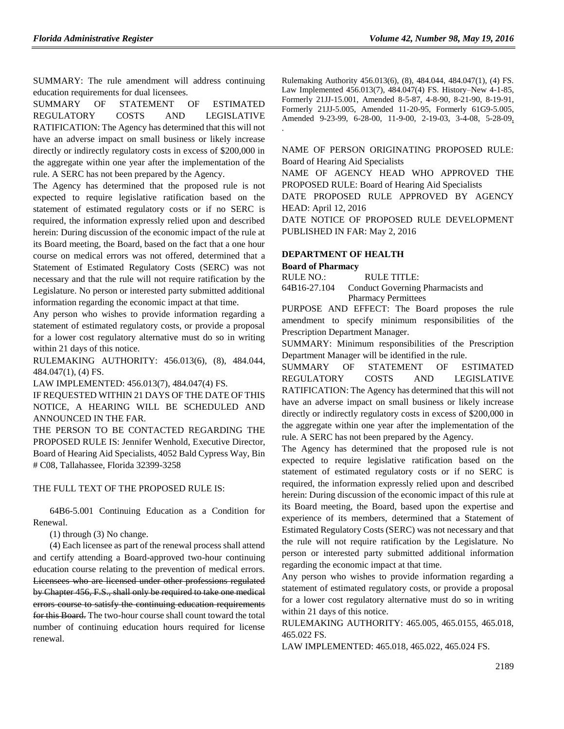SUMMARY: The rule amendment will address continuing education requirements for dual licensees.

SUMMARY OF STATEMENT OF ESTIMATED REGULATORY COSTS AND LEGISLATIVE RATIFICATION: The Agency has determined that this will not have an adverse impact on small business or likely increase directly or indirectly regulatory costs in excess of $200,000 in the aggregate within one year after the implementation of the rule. A SERC has not been prepared by the Agency.

The Agency has determined that the proposed rule is not expected to require legislative ratification based on the statement of estimated regulatory costs or if no SERC is required, the information expressly relied upon and described herein: During discussion of the economic impact of the rule at its Board meeting, the Board, based on the fact that a one hour course on medical errors was not offered, determined that a Statement of Estimated Regulatory Costs (SERC) was not necessary and that the rule will not require ratification by the Legislature. No person or interested party submitted additional information regarding the economic impact at that time.

Any person who wishes to provide information regarding a statement of estimated regulatory costs, or provide a proposal for a lower cost regulatory alternative must do so in writing within 21 days of this notice.

RULEMAKING AUTHORITY: 456.013(6), (8), 484.044, 484.047(1), (4) FS.

LAW IMPLEMENTED: 456.013(7), 484.047(4) FS.

IF REQUESTED WITHIN 21 DAYS OF THE DATE OF THIS NOTICE, A HEARING WILL BE SCHEDULED AND ANNOUNCED IN THE FAR.

THE PERSON TO BE CONTACTED REGARDING THE PROPOSED RULE IS: Jennifer Wenhold, Executive Director, Board of Hearing Aid Specialists, 4052 Bald Cypress Way, Bin # C08, Tallahassee, Florida 32399-3258

THE FULL TEXT OF THE PROPOSED RULE IS:

64B6-5.001 Continuing Education as a Condition for Renewal.

(1) through (3) No change.

(4) Each licensee as part of the renewal process shall attend and certify attending a Board-approved two-hour continuing education course relating to the prevention of medical errors. ~~Licensees who are licensed under other professions regulated by Chapter 456, F.S., shall only be required to take one medical errors course to satisfy the continuing education requirements for this Board.~~ The two-hour course shall count toward the total number of continuing education hours required for license renewal.

Rulemaking Authority 456.013(6), (8), 484.044, 484.047(1), (4) FS. Law Implemented 456.013(7), 484.047(4) FS. History–New 4-1-85, Formerly 21JJ-15.001, Amended 8-5-87, 4-8-90, 8-21-90, 8-19-91, Formerly 21JJ-5.005, Amended 11-20-95, Formerly 61G9-5.005, Amended 9-23-99, 6-28-00, 11-9-00, 2-19-03, 3-4-08, 5-28-09, .

NAME OF PERSON ORIGINATING PROPOSED RULE: Board of Hearing Aid Specialists

NAME OF AGENCY HEAD WHO APPROVED THE PROPOSED RULE: Board of Hearing Aid Specialists

DATE PROPOSED RULE APPROVED BY AGENCY HEAD: April 12, 2016

DATE NOTICE OF PROPOSED RULE DEVELOPMENT PUBLISHED IN FAR: May 2, 2016

## DEPARTMENT OF HEALTH

### Board of Pharmacy

RULE NO.: RULE TITLE:

64B16-27.104 Conduct Governing Pharmacists and Pharmacy Permittees

PURPOSE AND EFFECT: The Board proposes the rule amendment to specify minimum responsibilities of the Prescription Department Manager.

SUMMARY: Minimum responsibilities of the Prescription Department Manager will be identified in the rule.

SUMMARY OF STATEMENT OF ESTIMATED REGULATORY COSTS AND LEGISLATIVE RATIFICATION: The Agency has determined that this will not have an adverse impact on small business or likely increase directly or indirectly regulatory costs in excess of $200,000 in the aggregate within one year after the implementation of the rule. A SERC has not been prepared by the Agency.

The Agency has determined that the proposed rule is not expected to require legislative ratification based on the statement of estimated regulatory costs or if no SERC is required, the information expressly relied upon and described herein: During discussion of the economic impact of this rule at its Board meeting, the Board, based upon the expertise and experience of its members, determined that a Statement of Estimated Regulatory Costs (SERC) was not necessary and that the rule will not require ratification by the Legislature. No person or interested party submitted additional information regarding the economic impact at that time.

Any person who wishes to provide information regarding a statement of estimated regulatory costs, or provide a proposal for a lower cost regulatory alternative must do so in writing within 21 days of this notice.

RULEMAKING AUTHORITY: 465.005, 465.0155, 465.018, 465.022 FS.

LAW IMPLEMENTED: 465.018, 465.022, 465.024 FS.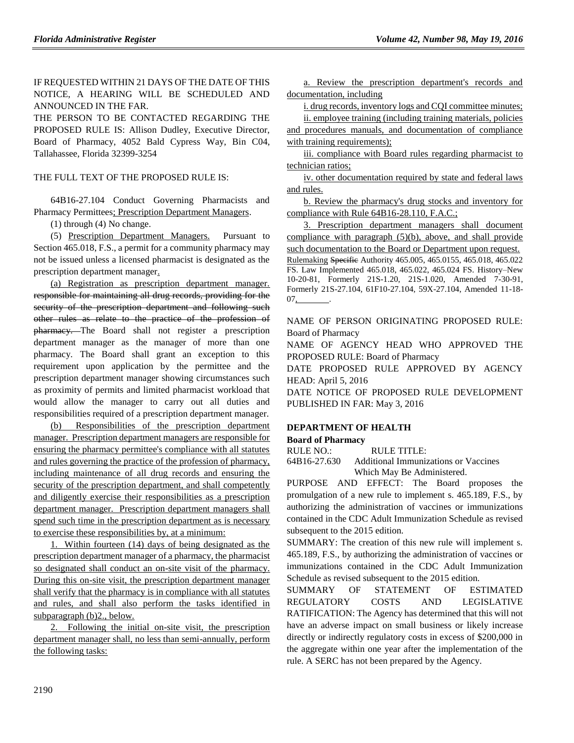IF REQUESTED WITHIN 21 DAYS OF THE DATE OF THIS NOTICE, A HEARING WILL BE SCHEDULED AND ANNOUNCED IN THE FAR.

THE PERSON TO BE CONTACTED REGARDING THE PROPOSED RULE IS: Allison Dudley, Executive Director, Board of Pharmacy, 4052 Bald Cypress Way, Bin C04, Tallahassee, Florida 32399-3254

THE FULL TEXT OF THE PROPOSED RULE IS:

64B16-27.104 Conduct Governing Pharmacists and Pharmacy Permittees; Prescription Department Managers.

(1) through (4) No change.

(5) Prescription Department Managers. Pursuant to Section 465.018, F.S., a permit for a community pharmacy may not be issued unless a licensed pharmacist is designated as the prescription department manager.

(a) Registration as prescription department manager. ~~responsible for maintaining all drug records, providing for the security of the prescription department and following such other rules as relate to the practice of the profession of pharmacy.~~ The Board shall not register a prescription department manager as the manager of more than one pharmacy. The Board shall grant an exception to this requirement upon application by the permittee and the prescription department manager showing circumstances such as proximity of permits and limited pharmacist workload that would allow the manager to carry out all duties and responsibilities required of a prescription department manager.

(b) Responsibilities of the prescription department manager. Prescription department managers are responsible for ensuring the pharmacy permittee's compliance with all statutes and rules governing the practice of the profession of pharmacy, including maintenance of all drug records and ensuring the security of the prescription department, and shall competently and diligently exercise their responsibilities as a prescription department manager. Prescription department managers shall spend such time in the prescription department as is necessary to exercise these responsibilities by, at a minimum:

1. Within fourteen (14) days of being designated as the prescription department manager of a pharmacy, the pharmacist so designated shall conduct an on-site visit of the pharmacy. During this on-site visit, the prescription department manager shall verify that the pharmacy is in compliance with all statutes and rules, and shall also perform the tasks identified in subparagraph (b)2., below.

2. Following the initial on-site visit, the prescription department manager shall, no less than semi-annually, perform the following tasks:

a. Review the prescription department's records and documentation, including

i. drug records, inventory logs and CQI committee minutes;

ii. employee training (including training materials, policies and procedures manuals, and documentation of compliance with training requirements);

iii. compliance with Board rules regarding pharmacist to technician ratios;

iv. other documentation required by state and federal laws and rules.

b. Review the pharmacy's drug stocks and inventory for compliance with Rule 64B16-28.110, F.A.C.;

3. Prescription department managers shall document compliance with paragraph (5)(b), above, and shall provide such documentation to the Board or Department upon request.

Rulemaking ~~Specific~~ Authority 465.005, 465.0155, 465.018, 465.022 FS. Law Implemented 465.018, 465.022, 465.024 FS. History–New 10-20-81, Formerly 21S-1.20, 21S-1.020, Amended 7-30-91, Formerly 21S-27.104, 61F10-27.104, 59X-27.104, Amended 11-18-07, ________.

NAME OF PERSON ORIGINATING PROPOSED RULE: Board of Pharmacy

NAME OF AGENCY HEAD WHO APPROVED THE PROPOSED RULE: Board of Pharmacy

DATE PROPOSED RULE APPROVED BY AGENCY HEAD: April 5, 2016

DATE NOTICE OF PROPOSED RULE DEVELOPMENT PUBLISHED IN FAR: May 3, 2016

## DEPARTMENT OF HEALTH

### Board of Pharmacy

RULE NO.: RULE TITLE:

64B16-27.630 Additional Immunizations or Vaccines Which May Be Administered.

PURPOSE AND EFFECT: The Board proposes the promulgation of a new rule to implement s. 465.189, F.S., by authorizing the administration of vaccines or immunizations contained in the CDC Adult Immunization Schedule as revised subsequent to the 2015 edition.

SUMMARY: The creation of this new rule will implement s. 465.189, F.S., by authorizing the administration of vaccines or immunizations contained in the CDC Adult Immunization Schedule as revised subsequent to the 2015 edition.

SUMMARY OF STATEMENT OF ESTIMATED REGULATORY COSTS AND LEGISLATIVE RATIFICATION: The Agency has determined that this will not have an adverse impact on small business or likely increase directly or indirectly regulatory costs in excess of $200,000 in the aggregate within one year after the implementation of the rule. A SERC has not been prepared by the Agency.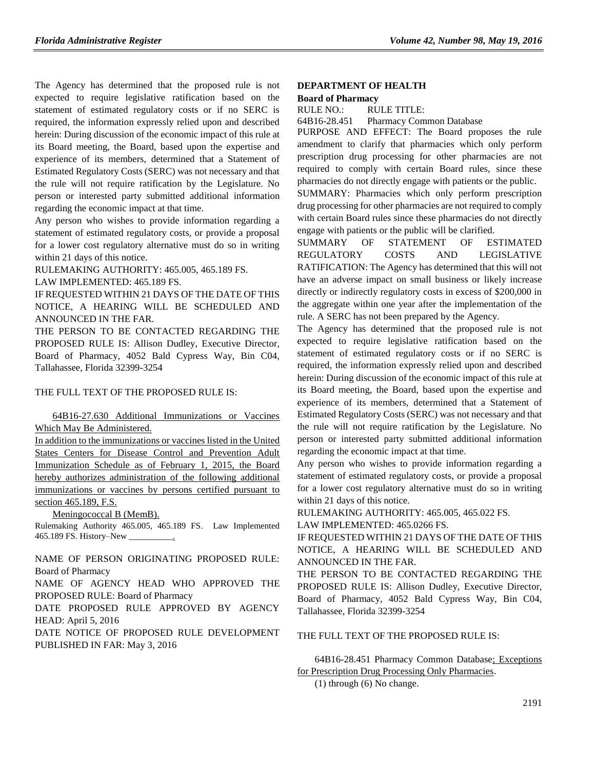The Agency has determined that the proposed rule is not expected to require legislative ratification based on the statement of estimated regulatory costs or if no SERC is required, the information expressly relied upon and described herein: During discussion of the economic impact of this rule at its Board meeting, the Board, based upon the expertise and experience of its members, determined that a Statement of Estimated Regulatory Costs (SERC) was not necessary and that the rule will not require ratification by the Legislature. No person or interested party submitted additional information regarding the economic impact at that time.

Any person who wishes to provide information regarding a statement of estimated regulatory costs, or provide a proposal for a lower cost regulatory alternative must do so in writing within 21 days of this notice.

RULEMAKING AUTHORITY: 465.005, 465.189 FS.

LAW IMPLEMENTED: 465.189 FS.

IF REQUESTED WITHIN 21 DAYS OF THE DATE OF THIS NOTICE, A HEARING WILL BE SCHEDULED AND ANNOUNCED IN THE FAR.

THE PERSON TO BE CONTACTED REGARDING THE PROPOSED RULE IS: Allison Dudley, Executive Director, Board of Pharmacy, 4052 Bald Cypress Way, Bin C04, Tallahassee, Florida 32399-3254

THE FULL TEXT OF THE PROPOSED RULE IS:

64B16-27.630 Additional Immunizations or Vaccines Which May Be Administered.

In addition to the immunizations or vaccines listed in the United States Centers for Disease Control and Prevention Adult Immunization Schedule as of February 1, 2015, the Board hereby authorizes administration of the following additional immunizations or vaccines by persons certified pursuant to section 465.189, F.S.

Meningococcal B (MemB).

Rulemaking Authority 465.005, 465.189 FS. Law Implemented 465.189 FS. History–New \_\_\_\_\_\_\_\_\_\_.

NAME OF PERSON ORIGINATING PROPOSED RULE: Board of Pharmacy

NAME OF AGENCY HEAD WHO APPROVED THE PROPOSED RULE: Board of Pharmacy

DATE PROPOSED RULE APPROVED BY AGENCY HEAD: April 5, 2016

DATE NOTICE OF PROPOSED RULE DEVELOPMENT PUBLISHED IN FAR: May 3, 2016

## DEPARTMENT OF HEALTH

### Board of Pharmacy

RULE NO.: RULE TITLE:

64B16-28.451 Pharmacy Common Database

PURPOSE AND EFFECT: The Board proposes the rule amendment to clarify that pharmacies which only perform prescription drug processing for other pharmacies are not required to comply with certain Board rules, since these pharmacies do not directly engage with patients or the public.

SUMMARY: Pharmacies which only perform prescription drug processing for other pharmacies are not required to comply with certain Board rules since these pharmacies do not directly engage with patients or the public will be clarified.

SUMMARY OF STATEMENT OF ESTIMATED REGULATORY COSTS AND LEGISLATIVE RATIFICATION: The Agency has determined that this will not have an adverse impact on small business or likely increase directly or indirectly regulatory costs in excess of $200,000 in the aggregate within one year after the implementation of the rule. A SERC has not been prepared by the Agency.

The Agency has determined that the proposed rule is not expected to require legislative ratification based on the statement of estimated regulatory costs or if no SERC is required, the information expressly relied upon and described herein: During discussion of the economic impact of this rule at its Board meeting, the Board, based upon the expertise and experience of its members, determined that a Statement of Estimated Regulatory Costs (SERC) was not necessary and that the rule will not require ratification by the Legislature. No person or interested party submitted additional information regarding the economic impact at that time.

Any person who wishes to provide information regarding a statement of estimated regulatory costs, or provide a proposal for a lower cost regulatory alternative must do so in writing within 21 days of this notice.

RULEMAKING AUTHORITY: 465.005, 465.022 FS.

LAW IMPLEMENTED: 465.0266 FS.

IF REQUESTED WITHIN 21 DAYS OF THE DATE OF THIS NOTICE, A HEARING WILL BE SCHEDULED AND ANNOUNCED IN THE FAR.

THE PERSON TO BE CONTACTED REGARDING THE PROPOSED RULE IS: Allison Dudley, Executive Director, Board of Pharmacy, 4052 Bald Cypress Way, Bin C04, Tallahassee, Florida 32399-3254

THE FULL TEXT OF THE PROPOSED RULE IS:

64B16-28.451 Pharmacy Common Database; Exceptions for Prescription Drug Processing Only Pharmacies.

(1) through (6) No change.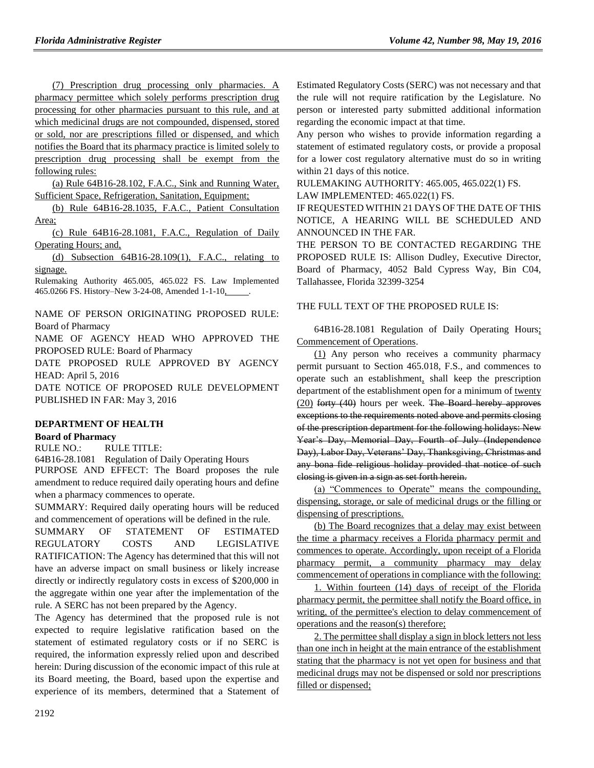(7) Prescription drug processing only pharmacies. A pharmacy permittee which solely performs prescription drug processing for other pharmacies pursuant to this rule, and at which medicinal drugs are not compounded, dispensed, stored or sold, nor are prescriptions filled or dispensed, and which notifies the Board that its pharmacy practice is limited solely to prescription drug processing shall be exempt from the following rules:

(a) Rule 64B16-28.102, F.A.C., Sink and Running Water, Sufficient Space, Refrigeration, Sanitation, Equipment;

(b) Rule 64B16-28.1035, F.A.C., Patient Consultation Area;

(c) Rule 64B16-28.1081, F.A.C., Regulation of Daily Operating Hours; and,

(d) Subsection 64B16-28.109(1), F.A.C., relating to signage.

Rulemaking Authority 465.005, 465.022 FS. Law Implemented 465.0266 FS. History–New 3-24-08, Amended 1-1-10, ____.

NAME OF PERSON ORIGINATING PROPOSED RULE: Board of Pharmacy

NAME OF AGENCY HEAD WHO APPROVED THE PROPOSED RULE: Board of Pharmacy

DATE PROPOSED RULE APPROVED BY AGENCY HEAD: April 5, 2016

DATE NOTICE OF PROPOSED RULE DEVELOPMENT PUBLISHED IN FAR: May 3, 2016

## DEPARTMENT OF HEALTH

### Board of Pharmacy

RULE NO.: RULE TITLE:

64B16-28.1081 Regulation of Daily Operating Hours

PURPOSE AND EFFECT: The Board proposes the rule amendment to reduce required daily operating hours and define when a pharmacy commences to operate.

SUMMARY: Required daily operating hours will be reduced and commencement of operations will be defined in the rule.

SUMMARY OF STATEMENT OF ESTIMATED REGULATORY COSTS AND LEGISLATIVE RATIFICATION: The Agency has determined that this will not have an adverse impact on small business or likely increase directly or indirectly regulatory costs in excess of $200,000 in the aggregate within one year after the implementation of the rule. A SERC has not been prepared by the Agency.

The Agency has determined that the proposed rule is not expected to require legislative ratification based on the statement of estimated regulatory costs or if no SERC is required, the information expressly relied upon and described herein: During discussion of the economic impact of this rule at its Board meeting, the Board, based upon the expertise and experience of its members, determined that a Statement of Estimated Regulatory Costs (SERC) was not necessary and that the rule will not require ratification by the Legislature. No person or interested party submitted additional information regarding the economic impact at that time.

Any person who wishes to provide information regarding a statement of estimated regulatory costs, or provide a proposal for a lower cost regulatory alternative must do so in writing within 21 days of this notice.

RULEMAKING AUTHORITY: 465.005, 465.022(1) FS.

LAW IMPLEMENTED: 465.022(1) FS.

IF REQUESTED WITHIN 21 DAYS OF THE DATE OF THIS NOTICE, A HEARING WILL BE SCHEDULED AND ANNOUNCED IN THE FAR.

THE PERSON TO BE CONTACTED REGARDING THE PROPOSED RULE IS: Allison Dudley, Executive Director, Board of Pharmacy, 4052 Bald Cypress Way, Bin C04, Tallahassee, Florida 32399-3254

THE FULL TEXT OF THE PROPOSED RULE IS:

64B16-28.1081 Regulation of Daily Operating Hours; Commencement of Operations.

(1) Any person who receives a community pharmacy permit pursuant to Section 465.018, F.S., and commences to operate such an establishment, shall keep the prescription department of the establishment open for a minimum of twenty (20) ~~forty (40)~~ hours per week. ~~The Board hereby approves exceptions to the requirements noted above and permits closing of the prescription department for the following holidays: New Year's Day, Memorial Day, Fourth of July (Independence Day), Labor Day, Veterans' Day, Thanksgiving, Christmas and any bona fide religious holiday provided that notice of such closing is given in a sign as set forth herein.~~

(a) "Commences to Operate" means the compounding, dispensing, storage, or sale of medicinal drugs or the filling or dispensing of prescriptions.

(b) The Board recognizes that a delay may exist between the time a pharmacy receives a Florida pharmacy permit and commences to operate. Accordingly, upon receipt of a Florida pharmacy permit, a community pharmacy may delay commencement of operations in compliance with the following:

1. Within fourteen (14) days of receipt of the Florida pharmacy permit, the permittee shall notify the Board office, in writing, of the permittee's election to delay commencement of operations and the reason(s) therefore;

2. The permittee shall display a sign in block letters not less than one inch in height at the main entrance of the establishment stating that the pharmacy is not yet open for business and that medicinal drugs may not be dispensed or sold nor prescriptions filled or dispensed;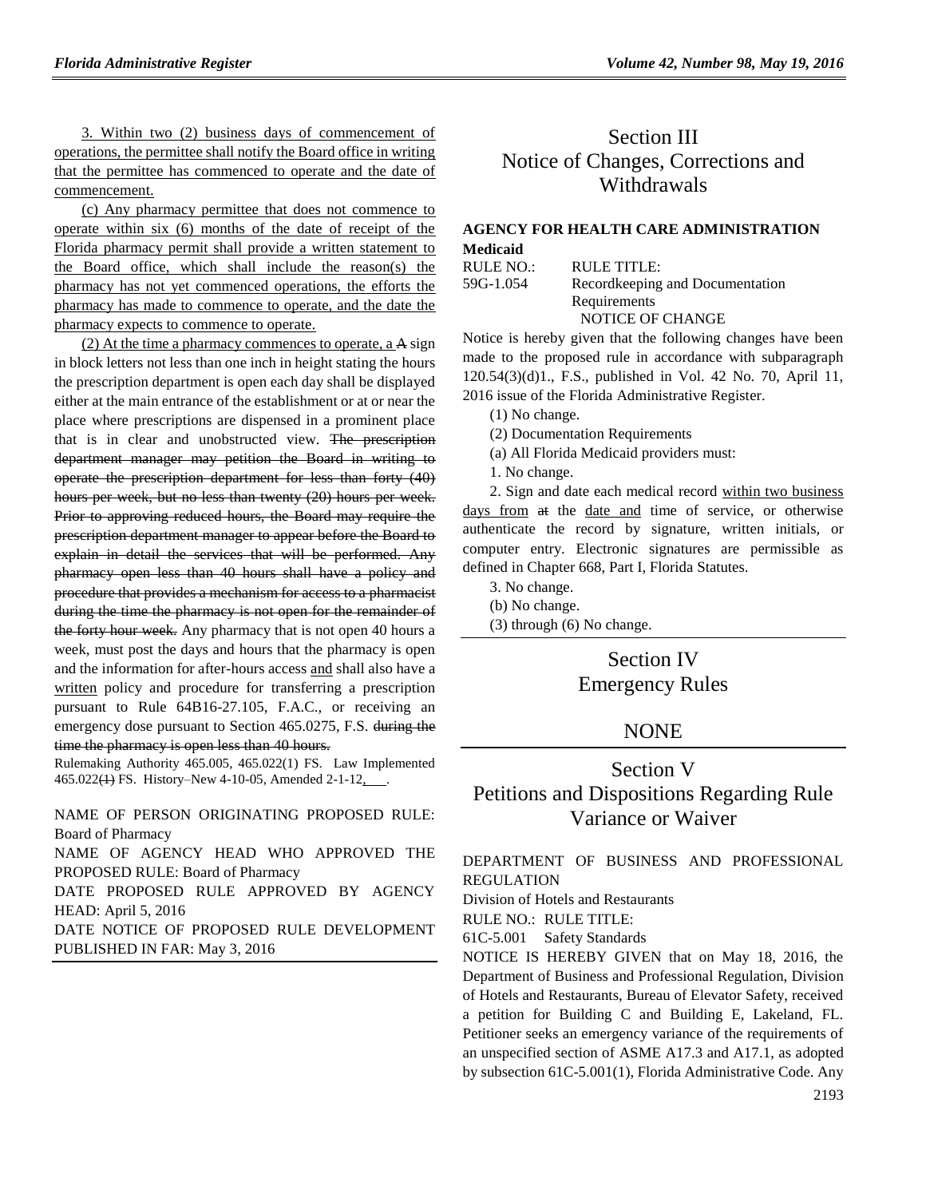3. Within two (2) business days of commencement of operations, the permittee shall notify the Board office in writing that the permittee has commenced to operate and the date of commencement.

(c) Any pharmacy permittee that does not commence to operate within six (6) months of the date of receipt of the Florida pharmacy permit shall provide a written statement to the Board office, which shall include the reason(s) the pharmacy has not yet commenced operations, the efforts the pharmacy has made to commence to operate, and the date the pharmacy expects to commence to operate.

(2) At the time a pharmacy commences to operate, a ~~A~~ sign in block letters not less than one inch in height stating the hours the prescription department is open each day shall be displayed either at the main entrance of the establishment or at or near the place where prescriptions are dispensed in a prominent place that is in clear and unobstructed view. ~~The prescription department manager may petition the Board in writing to operate the prescription department for less than forty (40) hours per week, but no less than twenty (20) hours per week. Prior to approving reduced hours, the Board may require the prescription department manager to appear before the Board to explain in detail the services that will be performed. Any pharmacy open less than 40 hours shall have a policy and procedure that provides a mechanism for access to a pharmacist during the time the pharmacy is not open for the remainder of the forty hour week.~~ Any pharmacy that is not open 40 hours a week, must post the days and hours that the pharmacy is open and the information for after-hours access and shall also have a written policy and procedure for transferring a prescription pursuant to Rule 64B16-27.105, F.A.C., or receiving an emergency dose pursuant to Section 465.0275, F.S. ~~during the time the pharmacy is open less than 40 hours.~~

Rulemaking Authority 465.005, 465.022(1) FS. Law Implemented 465.022~~(1)~~ FS. History–New 4-10-05, Amended 2-1-12, \_\_\_.

NAME OF PERSON ORIGINATING PROPOSED RULE: Board of Pharmacy

NAME OF AGENCY HEAD WHO APPROVED THE PROPOSED RULE: Board of Pharmacy

DATE PROPOSED RULE APPROVED BY AGENCY HEAD: April 5, 2016

DATE NOTICE OF PROPOSED RULE DEVELOPMENT PUBLISHED IN FAR: May 3, 2016

# Section III
# Notice of Changes, Corrections and Withdrawals

**AGENCY FOR HEALTH CARE ADMINISTRATION**

**Medicaid**

RULE NO.: RULE TITLE:

59G-1.054 Recordkeeping and Documentation Requirements

NOTICE OF CHANGE

Notice is hereby given that the following changes have been made to the proposed rule in accordance with subparagraph 120.54(3)(d)1., F.S., published in Vol. 42 No. 70, April 11, 2016 issue of the Florida Administrative Register.

(1) No change.

(2) Documentation Requirements

(a) All Florida Medicaid providers must:

1. No change.

2. Sign and date each medical record within two business days from ~~at~~ the date and time of service, or otherwise authenticate the record by signature, written initials, or computer entry. Electronic signatures are permissible as defined in Chapter 668, Part I, Florida Statutes.

3. No change.

(b) No change.

(3) through (6) No change.

# Section IV
# Emergency Rules

## NONE

# Section V
# Petitions and Dispositions Regarding Rule Variance or Waiver

DEPARTMENT OF BUSINESS AND PROFESSIONAL REGULATION

Division of Hotels and Restaurants

RULE NO.: RULE TITLE:

61C-5.001 Safety Standards

NOTICE IS HEREBY GIVEN that on May 18, 2016, the Department of Business and Professional Regulation, Division of Hotels and Restaurants, Bureau of Elevator Safety, received a petition for Building C and Building E, Lakeland, FL. Petitioner seeks an emergency variance of the requirements of an unspecified section of ASME A17.3 and A17.1, as adopted by subsection 61C-5.001(1), Florida Administrative Code. Any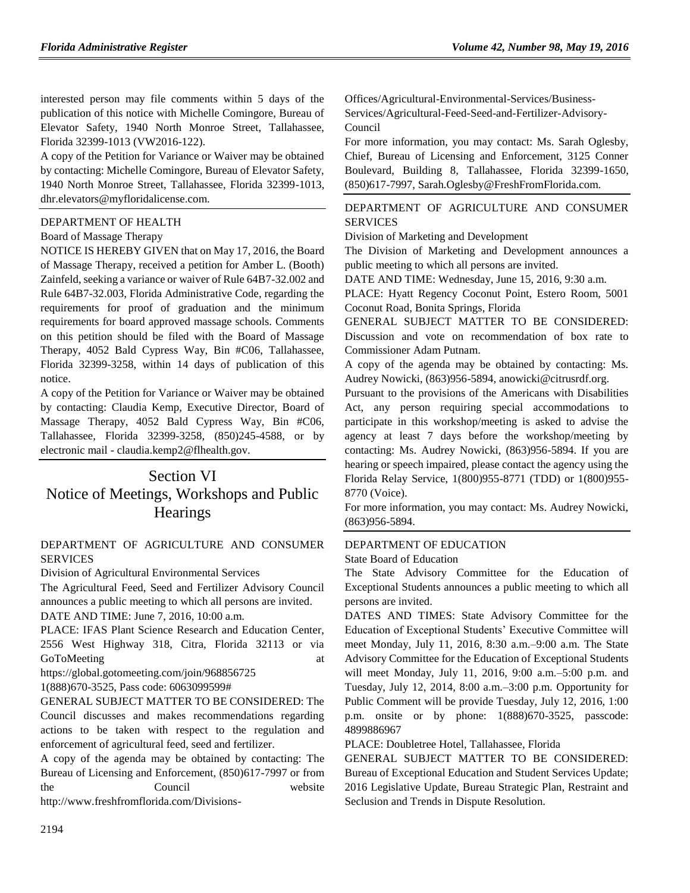interested person may file comments within 5 days of the publication of this notice with Michelle Comingore, Bureau of Elevator Safety, 1940 North Monroe Street, Tallahassee, Florida 32399-1013 (VW2016-122).

A copy of the Petition for Variance or Waiver may be obtained by contacting: Michelle Comingore, Bureau of Elevator Safety, 1940 North Monroe Street, Tallahassee, Florida 32399-1013, dhr.elevators@myfloridalicense.com.

DEPARTMENT OF HEALTH

Board of Massage Therapy

NOTICE IS HEREBY GIVEN that on May 17, 2016, the Board of Massage Therapy, received a petition for Amber L. (Booth) Zainfeld, seeking a variance or waiver of Rule 64B7-32.002 and Rule 64B7-32.003, Florida Administrative Code, regarding the requirements for proof of graduation and the minimum requirements for board approved massage schools. Comments on this petition should be filed with the Board of Massage Therapy, 4052 Bald Cypress Way, Bin #C06, Tallahassee, Florida 32399-3258, within 14 days of publication of this notice.

A copy of the Petition for Variance or Waiver may be obtained by contacting: Claudia Kemp, Executive Director, Board of Massage Therapy, 4052 Bald Cypress Way, Bin #C06, Tallahassee, Florida 32399-3258, (850)245-4588, or by electronic mail - claudia.kemp2@flhealth.gov.

# Section VI
# Notice of Meetings, Workshops and Public Hearings

DEPARTMENT OF AGRICULTURE AND CONSUMER SERVICES

Division of Agricultural Environmental Services

The Agricultural Feed, Seed and Fertilizer Advisory Council announces a public meeting to which all persons are invited.

DATE AND TIME: June 7, 2016, 10:00 a.m.

PLACE: IFAS Plant Science Research and Education Center, 2556 West Highway 318, Citra, Florida 32113 or via GoToMeeting at https://global.gotomeeting.com/join/968856725 1(888)670-3525, Pass code: 6063099599#

GENERAL SUBJECT MATTER TO BE CONSIDERED: The Council discusses and makes recommendations regarding actions to be taken with respect to the regulation and enforcement of agricultural feed, seed and fertilizer.

A copy of the agenda may be obtained by contacting: The Bureau of Licensing and Enforcement, (850)617-7997 or from the Council website http://www.freshfromflorida.com/Divisions-Offices/Agricultural-Environmental-Services/Business-Services/Agricultural-Feed-Seed-and-Fertilizer-Advisory-Council

For more information, you may contact: Ms. Sarah Oglesby, Chief, Bureau of Licensing and Enforcement, 3125 Conner Boulevard, Building 8, Tallahassee, Florida 32399-1650, (850)617-7997, Sarah.Oglesby@FreshFromFlorida.com.

DEPARTMENT OF AGRICULTURE AND CONSUMER SERVICES

Division of Marketing and Development

The Division of Marketing and Development announces a public meeting to which all persons are invited.

DATE AND TIME: Wednesday, June 15, 2016, 9:30 a.m.

PLACE: Hyatt Regency Coconut Point, Estero Room, 5001 Coconut Road, Bonita Springs, Florida

GENERAL SUBJECT MATTER TO BE CONSIDERED: Discussion and vote on recommendation of box rate to Commissioner Adam Putnam.

A copy of the agenda may be obtained by contacting: Ms. Audrey Nowicki, (863)956-5894, anowicki@citrusrdf.org.

Pursuant to the provisions of the Americans with Disabilities Act, any person requiring special accommodations to participate in this workshop/meeting is asked to advise the agency at least 7 days before the workshop/meeting by contacting: Ms. Audrey Nowicki, (863)956-5894. If you are hearing or speech impaired, please contact the agency using the Florida Relay Service, 1(800)955-8771 (TDD) or 1(800)955-8770 (Voice).

For more information, you may contact: Ms. Audrey Nowicki, (863)956-5894.

DEPARTMENT OF EDUCATION

State Board of Education

The State Advisory Committee for the Education of Exceptional Students announces a public meeting to which all persons are invited.

DATES AND TIMES: State Advisory Committee for the Education of Exceptional Students' Executive Committee will meet Monday, July 11, 2016, 8:30 a.m.–9:00 a.m. The State Advisory Committee for the Education of Exceptional Students will meet Monday, July 11, 2016, 9:00 a.m.–5:00 p.m. and Tuesday, July 12, 2014, 8:00 a.m.–3:00 p.m. Opportunity for Public Comment will be provide Tuesday, July 12, 2016, 1:00 p.m. onsite or by phone: 1(888)670-3525, passcode: 4899886967

PLACE: Doubletree Hotel, Tallahassee, Florida

GENERAL SUBJECT MATTER TO BE CONSIDERED: Bureau of Exceptional Education and Student Services Update; 2016 Legislative Update, Bureau Strategic Plan, Restraint and Seclusion and Trends in Dispute Resolution.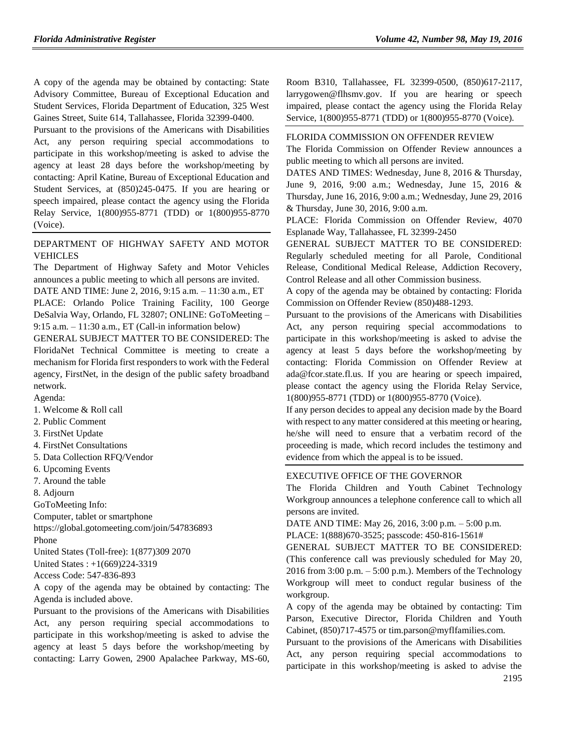A copy of the agenda may be obtained by contacting: State Advisory Committee, Bureau of Exceptional Education and Student Services, Florida Department of Education, 325 West Gaines Street, Suite 614, Tallahassee, Florida 32399-0400.

Pursuant to the provisions of the Americans with Disabilities Act, any person requiring special accommodations to participate in this workshop/meeting is asked to advise the agency at least 28 days before the workshop/meeting by contacting: April Katine, Bureau of Exceptional Education and Student Services, at (850)245-0475. If you are hearing or speech impaired, please contact the agency using the Florida Relay Service, 1(800)955-8771 (TDD) or 1(800)955-8770 (Voice).

DEPARTMENT OF HIGHWAY SAFETY AND MOTOR VEHICLES

The Department of Highway Safety and Motor Vehicles announces a public meeting to which all persons are invited.

DATE AND TIME: June 2, 2016, 9:15 a.m. – 11:30 a.m., ET

PLACE: Orlando Police Training Facility, 100 George DeSalvia Way, Orlando, FL 32807; ONLINE: GoToMeeting – 9:15 a.m. – 11:30 a.m., ET (Call-in information below)

GENERAL SUBJECT MATTER TO BE CONSIDERED: The FloridaNet Technical Committee is meeting to create a mechanism for Florida first responders to work with the Federal agency, FirstNet, in the design of the public safety broadband network.

Agenda:

1. Welcome & Roll call
2. Public Comment
3. FirstNet Update
4. FirstNet Consultations
5. Data Collection RFQ/Vendor
6. Upcoming Events
7. Around the table
8. Adjourn

GoToMeeting Info:

Computer, tablet or smartphone

https://global.gotomeeting.com/join/547836893

Phone

United States (Toll-free): 1(877)309 2070

United States : +1(669)224-3319

Access Code: 547-836-893

A copy of the agenda may be obtained by contacting: The Agenda is included above.

Pursuant to the provisions of the Americans with Disabilities Act, any person requiring special accommodations to participate in this workshop/meeting is asked to advise the agency at least 5 days before the workshop/meeting by contacting: Larry Gowen, 2900 Apalachee Parkway, MS-60, Room B310, Tallahassee, FL 32399-0500, (850)617-2117, larrygowen@flhsmv.gov. If you are hearing or speech impaired, please contact the agency using the Florida Relay Service, 1(800)955-8771 (TDD) or 1(800)955-8770 (Voice).

FLORIDA COMMISSION ON OFFENDER REVIEW

The Florida Commission on Offender Review announces a public meeting to which all persons are invited.

DATES AND TIMES: Wednesday, June 8, 2016 & Thursday, June 9, 2016, 9:00 a.m.; Wednesday, June 15, 2016 & Thursday, June 16, 2016, 9:00 a.m.; Wednesday, June 29, 2016 & Thursday, June 30, 2016, 9:00 a.m.

PLACE: Florida Commission on Offender Review, 4070 Esplanade Way, Tallahassee, FL 32399-2450

GENERAL SUBJECT MATTER TO BE CONSIDERED: Regularly scheduled meeting for all Parole, Conditional Release, Conditional Medical Release, Addiction Recovery, Control Release and all other Commission business.

A copy of the agenda may be obtained by contacting: Florida Commission on Offender Review (850)488-1293.

Pursuant to the provisions of the Americans with Disabilities Act, any person requiring special accommodations to participate in this workshop/meeting is asked to advise the agency at least 5 days before the workshop/meeting by contacting: Florida Commission on Offender Review at ada@fcor.state.fl.us. If you are hearing or speech impaired, please contact the agency using the Florida Relay Service, 1(800)955-8771 (TDD) or 1(800)955-8770 (Voice).

If any person decides to appeal any decision made by the Board with respect to any matter considered at this meeting or hearing, he/she will need to ensure that a verbatim record of the proceeding is made, which record includes the testimony and evidence from which the appeal is to be issued.

EXECUTIVE OFFICE OF THE GOVERNOR

The Florida Children and Youth Cabinet Technology Workgroup announces a telephone conference call to which all persons are invited.

DATE AND TIME: May 26, 2016, 3:00 p.m. – 5:00 p.m.

PLACE: 1(888)670-3525; passcode: 450-816-1561#

GENERAL SUBJECT MATTER TO BE CONSIDERED: (This conference call was previously scheduled for May 20, 2016 from 3:00 p.m. – 5:00 p.m.). Members of the Technology Workgroup will meet to conduct regular business of the workgroup.

A copy of the agenda may be obtained by contacting: Tim Parson, Executive Director, Florida Children and Youth Cabinet, (850)717-4575 or tim.parson@myflfamilies.com.

Pursuant to the provisions of the Americans with Disabilities Act, any person requiring special accommodations to participate in this workshop/meeting is asked to advise the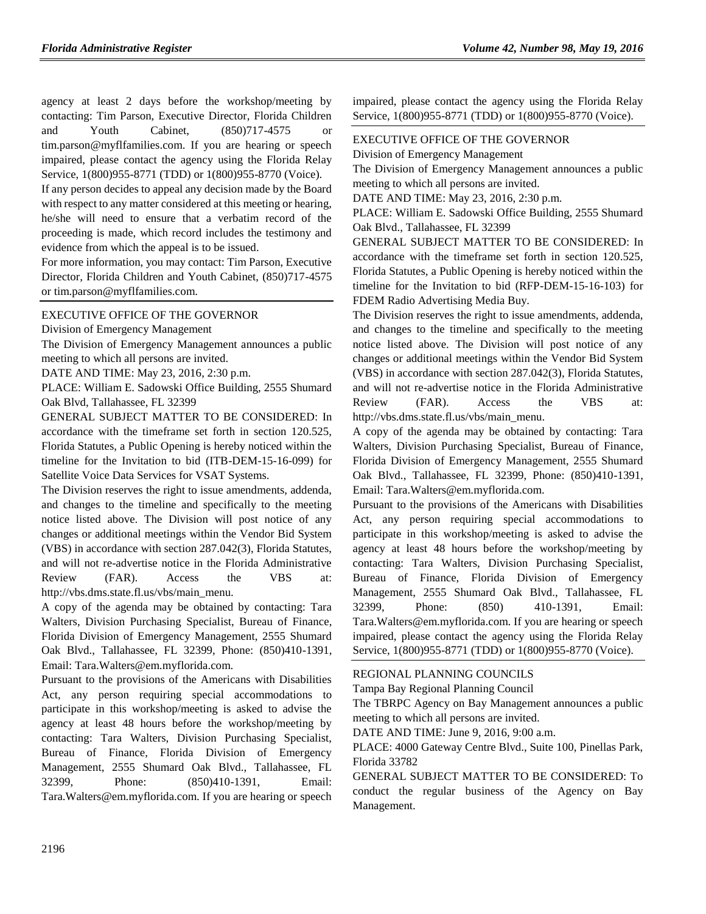agency at least 2 days before the workshop/meeting by contacting: Tim Parson, Executive Director, Florida Children and Youth Cabinet, (850)717-4575 or tim.parson@myflfamilies.com. If you are hearing or speech impaired, please contact the agency using the Florida Relay Service, 1(800)955-8771 (TDD) or 1(800)955-8770 (Voice).

If any person decides to appeal any decision made by the Board with respect to any matter considered at this meeting or hearing, he/she will need to ensure that a verbatim record of the proceeding is made, which record includes the testimony and evidence from which the appeal is to be issued.

For more information, you may contact: Tim Parson, Executive Director, Florida Children and Youth Cabinet, (850)717-4575 or tim.parson@myflfamilies.com.

EXECUTIVE OFFICE OF THE GOVERNOR

Division of Emergency Management

The Division of Emergency Management announces a public meeting to which all persons are invited.

DATE AND TIME: May 23, 2016, 2:30 p.m.

PLACE: William E. Sadowski Office Building, 2555 Shumard Oak Blvd, Tallahassee, FL 32399

GENERAL SUBJECT MATTER TO BE CONSIDERED: In accordance with the timeframe set forth in section 120.525, Florida Statutes, a Public Opening is hereby noticed within the timeline for the Invitation to bid (ITB-DEM-15-16-099) for Satellite Voice Data Services for VSAT Systems.

The Division reserves the right to issue amendments, addenda, and changes to the timeline and specifically to the meeting notice listed above. The Division will post notice of any changes or additional meetings within the Vendor Bid System (VBS) in accordance with section 287.042(3), Florida Statutes, and will not re-advertise notice in the Florida Administrative Review (FAR). Access the VBS at: http://vbs.dms.state.fl.us/vbs/main_menu.

A copy of the agenda may be obtained by contacting: Tara Walters, Division Purchasing Specialist, Bureau of Finance, Florida Division of Emergency Management, 2555 Shumard Oak Blvd., Tallahassee, FL 32399, Phone: (850)410-1391, Email: Tara.Walters@em.myflorida.com.

Pursuant to the provisions of the Americans with Disabilities Act, any person requiring special accommodations to participate in this workshop/meeting is asked to advise the agency at least 48 hours before the workshop/meeting by contacting: Tara Walters, Division Purchasing Specialist, Bureau of Finance, Florida Division of Emergency Management, 2555 Shumard Oak Blvd., Tallahassee, FL 32399, Phone: (850)410-1391, Email: Tara.Walters@em.myflorida.com. If you are hearing or speech impaired, please contact the agency using the Florida Relay Service, 1(800)955-8771 (TDD) or 1(800)955-8770 (Voice).

EXECUTIVE OFFICE OF THE GOVERNOR

Division of Emergency Management

The Division of Emergency Management announces a public meeting to which all persons are invited.

DATE AND TIME: May 23, 2016, 2:30 p.m.

PLACE: William E. Sadowski Office Building, 2555 Shumard Oak Blvd., Tallahassee, FL 32399

GENERAL SUBJECT MATTER TO BE CONSIDERED: In accordance with the timeframe set forth in section 120.525, Florida Statutes, a Public Opening is hereby noticed within the timeline for the Invitation to bid (RFP-DEM-15-16-103) for FDEM Radio Advertising Media Buy.

The Division reserves the right to issue amendments, addenda, and changes to the timeline and specifically to the meeting notice listed above. The Division will post notice of any changes or additional meetings within the Vendor Bid System (VBS) in accordance with section 287.042(3), Florida Statutes, and will not re-advertise notice in the Florida Administrative Review (FAR). Access the VBS at: http://vbs.dms.state.fl.us/vbs/main_menu.

A copy of the agenda may be obtained by contacting: Tara Walters, Division Purchasing Specialist, Bureau of Finance, Florida Division of Emergency Management, 2555 Shumard Oak Blvd., Tallahassee, FL 32399, Phone: (850)410-1391, Email: Tara.Walters@em.myflorida.com.

Pursuant to the provisions of the Americans with Disabilities Act, any person requiring special accommodations to participate in this workshop/meeting is asked to advise the agency at least 48 hours before the workshop/meeting by contacting: Tara Walters, Division Purchasing Specialist, Bureau of Finance, Florida Division of Emergency Management, 2555 Shumard Oak Blvd., Tallahassee, FL 32399, Phone: (850) 410-1391, Email: Tara.Walters@em.myflorida.com. If you are hearing or speech impaired, please contact the agency using the Florida Relay Service, 1(800)955-8771 (TDD) or 1(800)955-8770 (Voice).

REGIONAL PLANNING COUNCILS

Tampa Bay Regional Planning Council

The TBRPC Agency on Bay Management announces a public meeting to which all persons are invited.

DATE AND TIME: June 9, 2016, 9:00 a.m.

PLACE: 4000 Gateway Centre Blvd., Suite 100, Pinellas Park, Florida 33782

GENERAL SUBJECT MATTER TO BE CONSIDERED: To conduct the regular business of the Agency on Bay Management.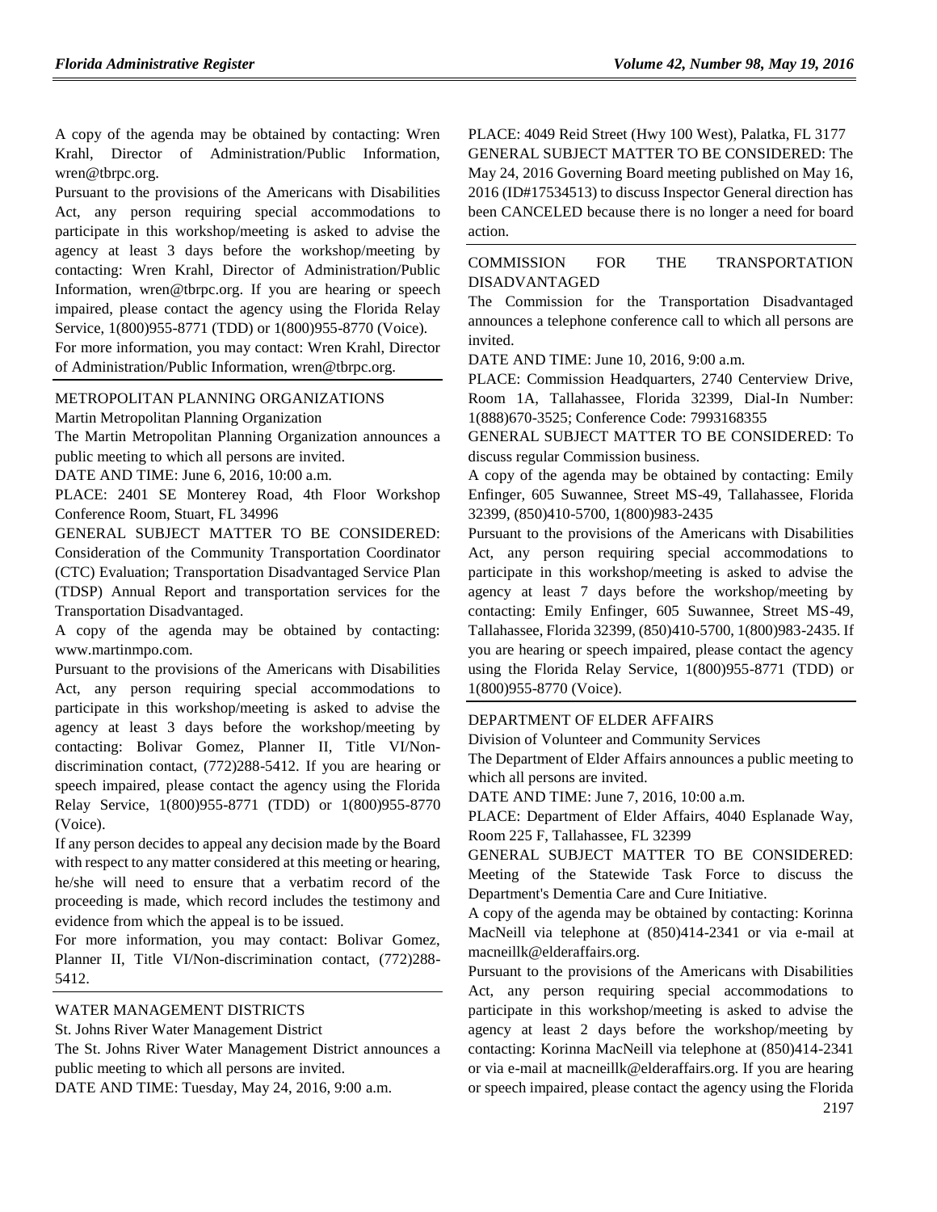A copy of the agenda may be obtained by contacting: Wren Krahl, Director of Administration/Public Information, wren@tbrpc.org.

Pursuant to the provisions of the Americans with Disabilities Act, any person requiring special accommodations to participate in this workshop/meeting is asked to advise the agency at least 3 days before the workshop/meeting by contacting: Wren Krahl, Director of Administration/Public Information, wren@tbrpc.org. If you are hearing or speech impaired, please contact the agency using the Florida Relay Service, 1(800)955-8771 (TDD) or 1(800)955-8770 (Voice).

For more information, you may contact: Wren Krahl, Director of Administration/Public Information, wren@tbrpc.org.

METROPOLITAN PLANNING ORGANIZATIONS

Martin Metropolitan Planning Organization

The Martin Metropolitan Planning Organization announces a public meeting to which all persons are invited.

DATE AND TIME: June 6, 2016, 10:00 a.m.

PLACE: 2401 SE Monterey Road, 4th Floor Workshop Conference Room, Stuart, FL 34996

GENERAL SUBJECT MATTER TO BE CONSIDERED: Consideration of the Community Transportation Coordinator (CTC) Evaluation; Transportation Disadvantaged Service Plan (TDSP) Annual Report and transportation services for the Transportation Disadvantaged.

A copy of the agenda may be obtained by contacting: www.martinmpo.com.

Pursuant to the provisions of the Americans with Disabilities Act, any person requiring special accommodations to participate in this workshop/meeting is asked to advise the agency at least 3 days before the workshop/meeting by contacting: Bolivar Gomez, Planner II, Title VI/Non-discrimination contact, (772)288-5412. If you are hearing or speech impaired, please contact the agency using the Florida Relay Service, 1(800)955-8771 (TDD) or 1(800)955-8770 (Voice).

If any person decides to appeal any decision made by the Board with respect to any matter considered at this meeting or hearing, he/she will need to ensure that a verbatim record of the proceeding is made, which record includes the testimony and evidence from which the appeal is to be issued.

For more information, you may contact: Bolivar Gomez, Planner II, Title VI/Non-discrimination contact, (772)288-5412.

WATER MANAGEMENT DISTRICTS

St. Johns River Water Management District

The St. Johns River Water Management District announces a public meeting to which all persons are invited.

DATE AND TIME: Tuesday, May 24, 2016, 9:00 a.m.

PLACE: 4049 Reid Street (Hwy 100 West), Palatka, FL 3177

GENERAL SUBJECT MATTER TO BE CONSIDERED: The May 24, 2016 Governing Board meeting published on May 16, 2016 (ID#17534513) to discuss Inspector General direction has been CANCELED because there is no longer a need for board action.

COMMISSION FOR THE TRANSPORTATION DISADVANTAGED

The Commission for the Transportation Disadvantaged announces a telephone conference call to which all persons are invited.

DATE AND TIME: June 10, 2016, 9:00 a.m.

PLACE: Commission Headquarters, 2740 Centerview Drive, Room 1A, Tallahassee, Florida 32399, Dial-In Number: 1(888)670-3525; Conference Code: 7993168355

GENERAL SUBJECT MATTER TO BE CONSIDERED: To discuss regular Commission business.

A copy of the agenda may be obtained by contacting: Emily Enfinger, 605 Suwannee, Street MS-49, Tallahassee, Florida 32399, (850)410-5700, 1(800)983-2435

Pursuant to the provisions of the Americans with Disabilities Act, any person requiring special accommodations to participate in this workshop/meeting is asked to advise the agency at least 7 days before the workshop/meeting by contacting: Emily Enfinger, 605 Suwannee, Street MS-49, Tallahassee, Florida 32399, (850)410-5700, 1(800)983-2435. If you are hearing or speech impaired, please contact the agency using the Florida Relay Service, 1(800)955-8771 (TDD) or 1(800)955-8770 (Voice).

DEPARTMENT OF ELDER AFFAIRS

Division of Volunteer and Community Services

The Department of Elder Affairs announces a public meeting to which all persons are invited.

DATE AND TIME: June 7, 2016, 10:00 a.m.

PLACE: Department of Elder Affairs, 4040 Esplanade Way, Room 225 F, Tallahassee, FL 32399

GENERAL SUBJECT MATTER TO BE CONSIDERED: Meeting of the Statewide Task Force to discuss the Department's Dementia Care and Cure Initiative.

A copy of the agenda may be obtained by contacting: Korinna MacNeill via telephone at (850)414-2341 or via e-mail at macneillk@elderaffairs.org.

Pursuant to the provisions of the Americans with Disabilities Act, any person requiring special accommodations to participate in this workshop/meeting is asked to advise the agency at least 2 days before the workshop/meeting by contacting: Korinna MacNeill via telephone at (850)414-2341 or via e-mail at macneillk@elderaffairs.org. If you are hearing or speech impaired, please contact the agency using the Florida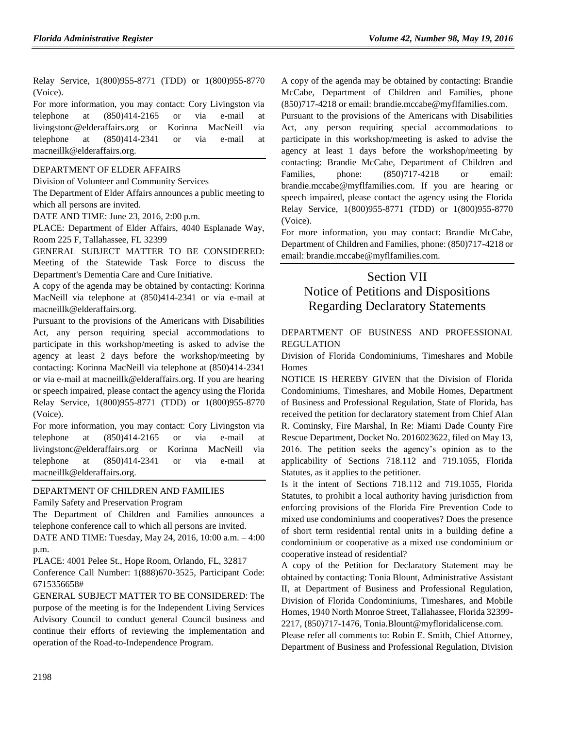Relay Service, 1(800)955-8771 (TDD) or 1(800)955-8770 (Voice).

For more information, you may contact: Cory Livingston via telephone at (850)414-2165 or via e-mail at livingstonc@elderaffairs.org or Korinna MacNeill via telephone at (850)414-2341 or via e-mail at macneillk@elderaffairs.org.

DEPARTMENT OF ELDER AFFAIRS

Division of Volunteer and Community Services

The Department of Elder Affairs announces a public meeting to which all persons are invited.

DATE AND TIME: June 23, 2016, 2:00 p.m.

PLACE: Department of Elder Affairs, 4040 Esplanade Way, Room 225 F, Tallahassee, FL 32399

GENERAL SUBJECT MATTER TO BE CONSIDERED: Meeting of the Statewide Task Force to discuss the Department's Dementia Care and Cure Initiative.

A copy of the agenda may be obtained by contacting: Korinna MacNeill via telephone at (850)414-2341 or via e-mail at macneillk@elderaffairs.org.

Pursuant to the provisions of the Americans with Disabilities Act, any person requiring special accommodations to participate in this workshop/meeting is asked to advise the agency at least 2 days before the workshop/meeting by contacting: Korinna MacNeill via telephone at (850)414-2341 or via e-mail at macneillk@elderaffairs.org. If you are hearing or speech impaired, please contact the agency using the Florida Relay Service, 1(800)955-8771 (TDD) or 1(800)955-8770 (Voice).

For more information, you may contact: Cory Livingston via telephone at (850)414-2165 or via e-mail at livingstonc@elderaffairs.org or Korinna MacNeill via telephone at (850)414-2341 or via e-mail at macneillk@elderaffairs.org.

DEPARTMENT OF CHILDREN AND FAMILIES

Family Safety and Preservation Program

The Department of Children and Families announces a telephone conference call to which all persons are invited.

DATE AND TIME: Tuesday, May 24, 2016, 10:00 a.m. – 4:00 p.m.

PLACE: 4001 Pelee St., Hope Room, Orlando, FL, 32817

Conference Call Number: 1(888)670-3525, Participant Code: 6715356658#

GENERAL SUBJECT MATTER TO BE CONSIDERED: The purpose of the meeting is for the Independent Living Services Advisory Council to conduct general Council business and continue their efforts of reviewing the implementation and operation of the Road-to-Independence Program.

A copy of the agenda may be obtained by contacting: Brandie McCabe, Department of Children and Families, phone (850)717-4218 or email: brandie.mccabe@myflfamilies.com.

Pursuant to the provisions of the Americans with Disabilities Act, any person requiring special accommodations to participate in this workshop/meeting is asked to advise the agency at least 1 days before the workshop/meeting by contacting: Brandie McCabe, Department of Children and Families, phone: (850)717-4218 or email: brandie.mccabe@myflfamilies.com. If you are hearing or speech impaired, please contact the agency using the Florida Relay Service, 1(800)955-8771 (TDD) or 1(800)955-8770 (Voice).

For more information, you may contact: Brandie McCabe, Department of Children and Families, phone: (850)717-4218 or email: brandie.mccabe@myflfamilies.com.

# Section VII
# Notice of Petitions and Dispositions Regarding Declaratory Statements

DEPARTMENT OF BUSINESS AND PROFESSIONAL REGULATION

Division of Florida Condominiums, Timeshares and Mobile Homes

NOTICE IS HEREBY GIVEN that the Division of Florida Condominiums, Timeshares, and Mobile Homes, Department of Business and Professional Regulation, State of Florida, has received the petition for declaratory statement from Chief Alan R. Cominsky, Fire Marshal, In Re: Miami Dade County Fire Rescue Department, Docket No. 2016023622, filed on May 13, 2016. The petition seeks the agency's opinion as to the applicability of Sections 718.112 and 719.1055, Florida Statutes, as it applies to the petitioner.

Is it the intent of Sections 718.112 and 719.1055, Florida Statutes, to prohibit a local authority having jurisdiction from enforcing provisions of the Florida Fire Prevention Code to mixed use condominiums and cooperatives? Does the presence of short term residential rental units in a building define a condominium or cooperative as a mixed use condominium or cooperative instead of residential?

A copy of the Petition for Declaratory Statement may be obtained by contacting: Tonia Blount, Administrative Assistant II, at Department of Business and Professional Regulation, Division of Florida Condominiums, Timeshares, and Mobile Homes, 1940 North Monroe Street, Tallahassee, Florida 32399-2217, (850)717-1476, Tonia.Blount@myfloridalicense.com.

Please refer all comments to: Robin E. Smith, Chief Attorney, Department of Business and Professional Regulation, Division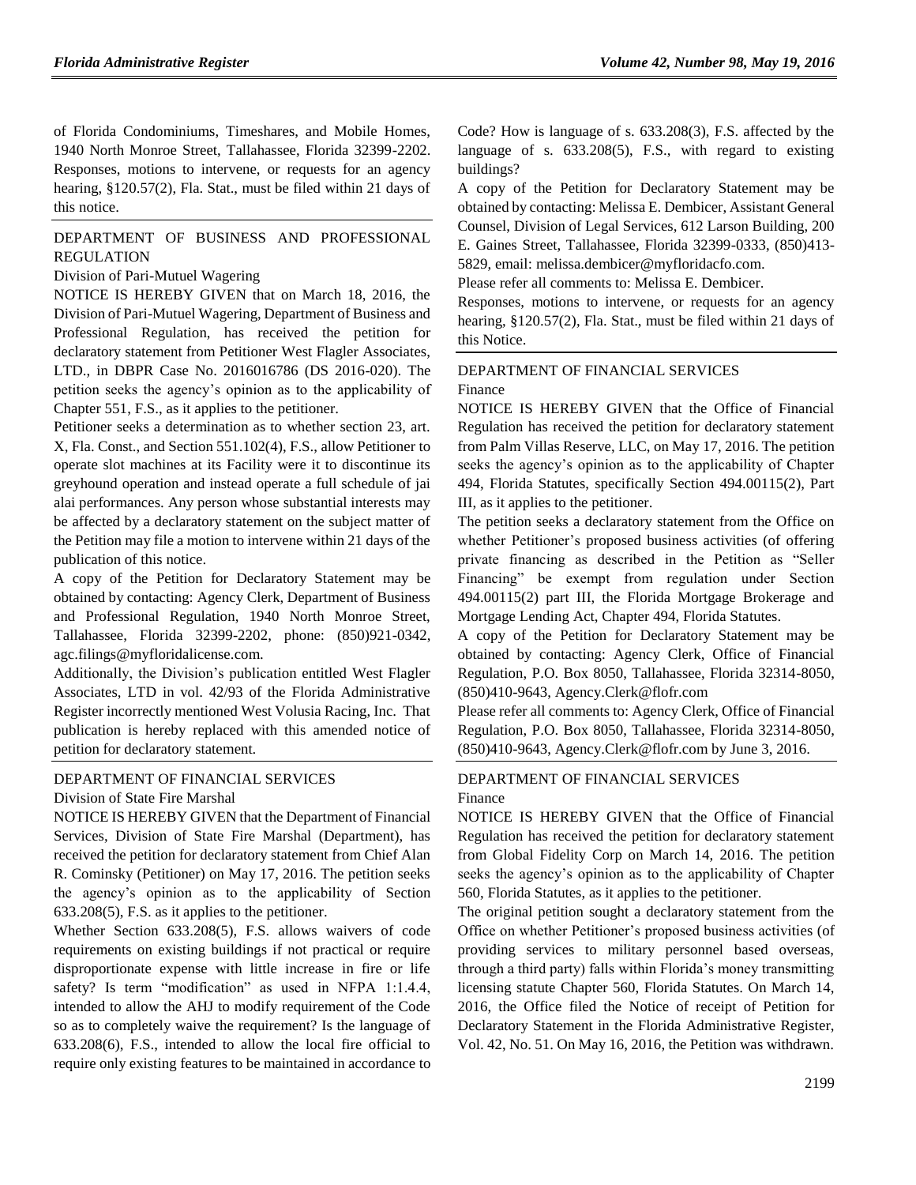of Florida Condominiums, Timeshares, and Mobile Homes, 1940 North Monroe Street, Tallahassee, Florida 32399-2202. Responses, motions to intervene, or requests for an agency hearing, §120.57(2), Fla. Stat., must be filed within 21 days of this notice.

## DEPARTMENT OF BUSINESS AND PROFESSIONAL REGULATION

Division of Pari-Mutuel Wagering

NOTICE IS HEREBY GIVEN that on March 18, 2016, the Division of Pari-Mutuel Wagering, Department of Business and Professional Regulation, has received the petition for declaratory statement from Petitioner West Flagler Associates, LTD., in DBPR Case No. 2016016786 (DS 2016-020). The petition seeks the agency's opinion as to the applicability of Chapter 551, F.S., as it applies to the petitioner.

Petitioner seeks a determination as to whether section 23, art. X, Fla. Const., and Section 551.102(4), F.S., allow Petitioner to operate slot machines at its Facility were it to discontinue its greyhound operation and instead operate a full schedule of jai alai performances. Any person whose substantial interests may be affected by a declaratory statement on the subject matter of the Petition may file a motion to intervene within 21 days of the publication of this notice.

A copy of the Petition for Declaratory Statement may be obtained by contacting: Agency Clerk, Department of Business and Professional Regulation, 1940 North Monroe Street, Tallahassee, Florida 32399-2202, phone: (850)921-0342, agc.filings@myfloridalicense.com.

Additionally, the Division's publication entitled West Flagler Associates, LTD in vol. 42/93 of the Florida Administrative Register incorrectly mentioned West Volusia Racing, Inc. That publication is hereby replaced with this amended notice of petition for declaratory statement.

## DEPARTMENT OF FINANCIAL SERVICES

Division of State Fire Marshal

NOTICE IS HEREBY GIVEN that the Department of Financial Services, Division of State Fire Marshal (Department), has received the petition for declaratory statement from Chief Alan R. Cominsky (Petitioner) on May 17, 2016. The petition seeks the agency's opinion as to the applicability of Section 633.208(5), F.S. as it applies to the petitioner.

Whether Section 633.208(5), F.S. allows waivers of code requirements on existing buildings if not practical or require disproportionate expense with little increase in fire or life safety? Is term "modification" as used in NFPA 1:1.4.4, intended to allow the AHJ to modify requirement of the Code so as to completely waive the requirement? Is the language of 633.208(6), F.S., intended to allow the local fire official to require only existing features to be maintained in accordance to Code? How is language of s. 633.208(3), F.S. affected by the language of s. 633.208(5), F.S., with regard to existing buildings?

A copy of the Petition for Declaratory Statement may be obtained by contacting: Melissa E. Dembicer, Assistant General Counsel, Division of Legal Services, 612 Larson Building, 200 E. Gaines Street, Tallahassee, Florida 32399-0333, (850)413-5829, email: melissa.dembicer@myfloridacfo.com.

Please refer all comments to: Melissa E. Dembicer.

Responses, motions to intervene, or requests for an agency hearing, §120.57(2), Fla. Stat., must be filed within 21 days of this Notice.

## DEPARTMENT OF FINANCIAL SERVICES

Finance

NOTICE IS HEREBY GIVEN that the Office of Financial Regulation has received the petition for declaratory statement from Palm Villas Reserve, LLC, on May 17, 2016. The petition seeks the agency's opinion as to the applicability of Chapter 494, Florida Statutes, specifically Section 494.00115(2), Part III, as it applies to the petitioner.

The petition seeks a declaratory statement from the Office on whether Petitioner's proposed business activities (of offering private financing as described in the Petition as "Seller Financing" be exempt from regulation under Section 494.00115(2) part III, the Florida Mortgage Brokerage and Mortgage Lending Act, Chapter 494, Florida Statutes.

A copy of the Petition for Declaratory Statement may be obtained by contacting: Agency Clerk, Office of Financial Regulation, P.O. Box 8050, Tallahassee, Florida 32314-8050, (850)410-9643, Agency.Clerk@flofr.com

Please refer all comments to: Agency Clerk, Office of Financial Regulation, P.O. Box 8050, Tallahassee, Florida 32314-8050, (850)410-9643, Agency.Clerk@flofr.com by June 3, 2016.

## DEPARTMENT OF FINANCIAL SERVICES

Finance

NOTICE IS HEREBY GIVEN that the Office of Financial Regulation has received the petition for declaratory statement from Global Fidelity Corp on March 14, 2016. The petition seeks the agency's opinion as to the applicability of Chapter 560, Florida Statutes, as it applies to the petitioner.

The original petition sought a declaratory statement from the Office on whether Petitioner's proposed business activities (of providing services to military personnel based overseas, through a third party) falls within Florida's money transmitting licensing statute Chapter 560, Florida Statutes. On March 14, 2016, the Office filed the Notice of receipt of Petition for Declaratory Statement in the Florida Administrative Register, Vol. 42, No. 51. On May 16, 2016, the Petition was withdrawn.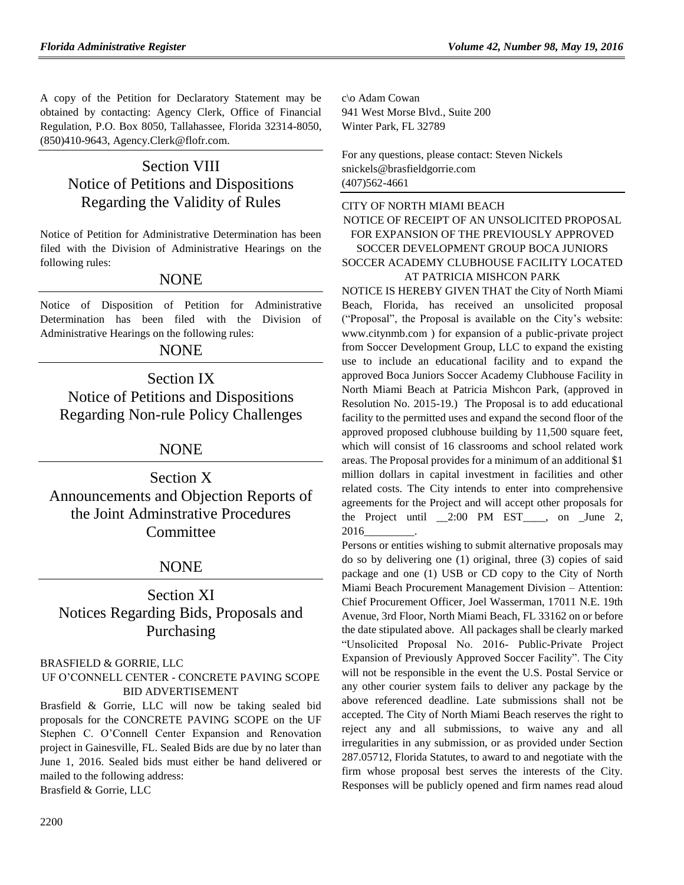A copy of the Petition for Declaratory Statement may be obtained by contacting: Agency Clerk, Office of Financial Regulation, P.O. Box 8050, Tallahassee, Florida 32314-8050, (850)410-9643, Agency.Clerk@flofr.com.

## Section VIII Notice of Petitions and Dispositions Regarding the Validity of Rules

Notice of Petition for Administrative Determination has been filed with the Division of Administrative Hearings on the following rules:

NONE

Notice of Disposition of Petition for Administrative Determination has been filed with the Division of Administrative Hearings on the following rules:

NONE

## Section IX Notice of Petitions and Dispositions Regarding Non-rule Policy Challenges

NONE

## Section X Announcements and Objection Reports of the Joint Adminstrative Procedures Committee

NONE

## Section XI Notices Regarding Bids, Proposals and Purchasing

BRASFIELD & GORRIE, LLC

UF O'CONNELL CENTER - CONCRETE PAVING SCOPE BID ADVERTISEMENT

Brasfield & Gorrie, LLC will now be taking sealed bid proposals for the CONCRETE PAVING SCOPE on the UF Stephen C. O'Connell Center Expansion and Renovation project in Gainesville, FL. Sealed Bids are due by no later than June 1, 2016. Sealed bids must either be hand delivered or mailed to the following address:

Brasfield & Gorrie, LLC
c\o Adam Cowan
941 West Morse Blvd., Suite 200
Winter Park, FL 32789

For any questions, please contact: Steven Nickels
snickels@brasfieldgorrie.com
(407)562-4661

CITY OF NORTH MIAMI BEACH

NOTICE OF RECEIPT OF AN UNSOLICITED PROPOSAL FOR EXPANSION OF THE PREVIOUSLY APPROVED SOCCER DEVELOPMENT GROUP BOCA JUNIORS SOCCER ACADEMY CLUBHOUSE FACILITY LOCATED AT PATRICIA MISHCON PARK

NOTICE IS HEREBY GIVEN THAT the City of North Miami Beach, Florida, has received an unsolicited proposal ("Proposal", the Proposal is available on the City's website: www.citynmb.com ) for expansion of a public-private project from Soccer Development Group, LLC to expand the existing use to include an educational facility and to expand the approved Boca Juniors Soccer Academy Clubhouse Facility in North Miami Beach at Patricia Mishcon Park, (approved in Resolution No. 2015-19.) The Proposal is to add educational facility to the permitted uses and expand the second floor of the approved proposed clubhouse building by 11,500 square feet, which will consist of 16 classrooms and school related work areas. The Proposal provides for a minimum of an additional $1 million dollars in capital investment in facilities and other related costs. The City intends to enter into comprehensive agreements for the Project and will accept other proposals for the Project until __2:00 PM EST____, on _June 2, 2016_________.

Persons or entities wishing to submit alternative proposals may do so by delivering one (1) original, three (3) copies of said package and one (1) USB or CD copy to the City of North Miami Beach Procurement Management Division – Attention: Chief Procurement Officer, Joel Wasserman, 17011 N.E. 19th Avenue, 3rd Floor, North Miami Beach, FL 33162 on or before the date stipulated above. All packages shall be clearly marked "Unsolicited Proposal No. 2016- Public-Private Project Expansion of Previously Approved Soccer Facility". The City will not be responsible in the event the U.S. Postal Service or any other courier system fails to deliver any package by the above referenced deadline. Late submissions shall not be accepted. The City of North Miami Beach reserves the right to reject any and all submissions, to waive any and all irregularities in any submission, or as provided under Section 287.05712, Florida Statutes, to award to and negotiate with the firm whose proposal best serves the interests of the City. Responses will be publicly opened and firm names read aloud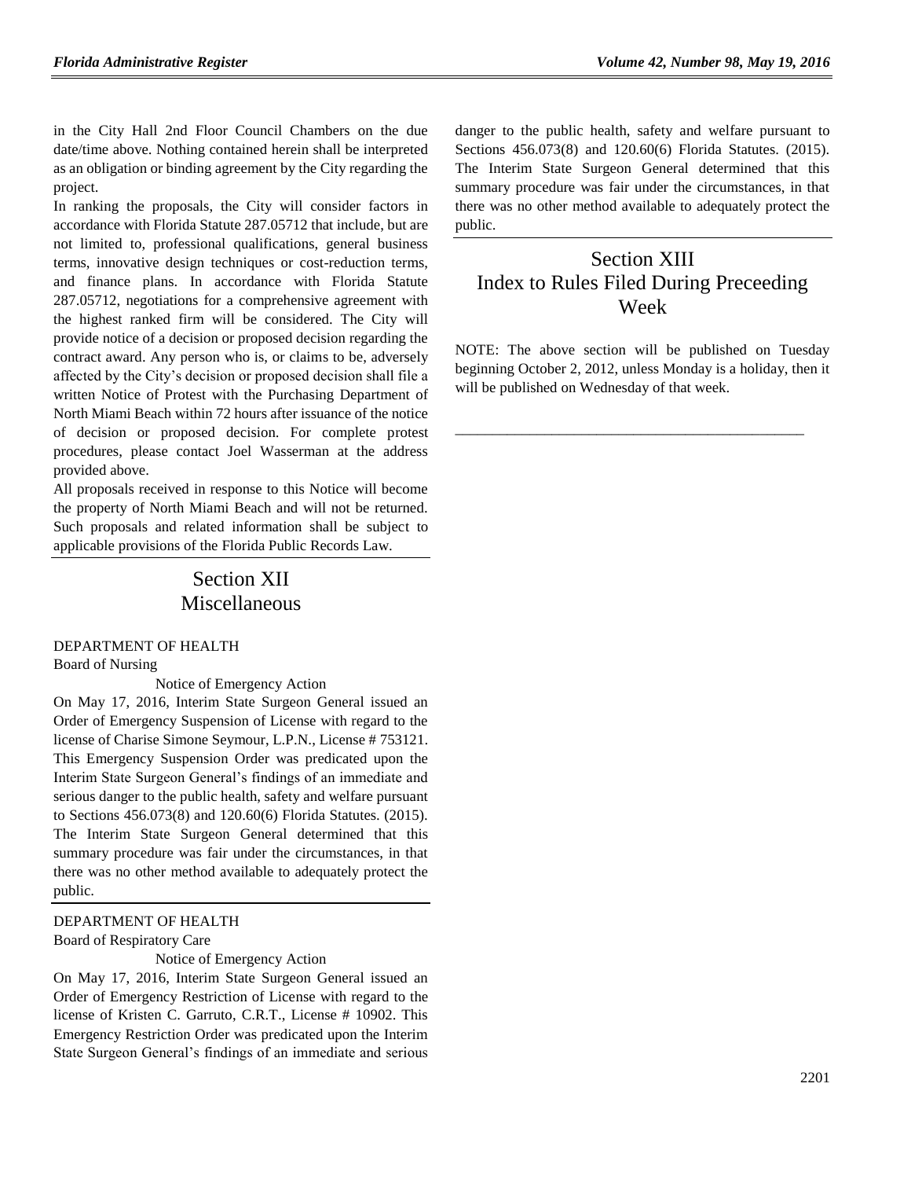in the City Hall 2nd Floor Council Chambers on the due date/time above. Nothing contained herein shall be interpreted as an obligation or binding agreement by the City regarding the project.

In ranking the proposals, the City will consider factors in accordance with Florida Statute 287.05712 that include, but are not limited to, professional qualifications, general business terms, innovative design techniques or cost-reduction terms, and finance plans. In accordance with Florida Statute 287.05712, negotiations for a comprehensive agreement with the highest ranked firm will be considered. The City will provide notice of a decision or proposed decision regarding the contract award. Any person who is, or claims to be, adversely affected by the City's decision or proposed decision shall file a written Notice of Protest with the Purchasing Department of North Miami Beach within 72 hours after issuance of the notice of decision or proposed decision. For complete protest procedures, please contact Joel Wasserman at the address provided above.

All proposals received in response to this Notice will become the property of North Miami Beach and will not be returned. Such proposals and related information shall be subject to applicable provisions of the Florida Public Records Law.

# Section XII
# Miscellaneous

DEPARTMENT OF HEALTH

Board of Nursing

Notice of Emergency Action

On May 17, 2016, Interim State Surgeon General issued an Order of Emergency Suspension of License with regard to the license of Charise Simone Seymour, L.P.N., License # 753121. This Emergency Suspension Order was predicated upon the Interim State Surgeon General's findings of an immediate and serious danger to the public health, safety and welfare pursuant to Sections 456.073(8) and 120.60(6) Florida Statutes. (2015). The Interim State Surgeon General determined that this summary procedure was fair under the circumstances, in that there was no other method available to adequately protect the public.

DEPARTMENT OF HEALTH

Board of Respiratory Care

Notice of Emergency Action

On May 17, 2016, Interim State Surgeon General issued an Order of Emergency Restriction of License with regard to the license of Kristen C. Garruto, C.R.T., License # 10902. This Emergency Restriction Order was predicated upon the Interim State Surgeon General's findings of an immediate and serious danger to the public health, safety and welfare pursuant to Sections 456.073(8) and 120.60(6) Florida Statutes. (2015). The Interim State Surgeon General determined that this summary procedure was fair under the circumstances, in that there was no other method available to adequately protect the public.

# Section XIII
# Index to Rules Filed During Preceeding Week

NOTE: The above section will be published on Tuesday beginning October 2, 2012, unless Monday is a holiday, then it will be published on Wednesday of that week.

\_\_\_\_\_\_\_\_\_\_\_\_\_\_\_\_\_\_\_\_\_\_\_\_\_\_\_\_\_\_\_\_\_\_\_\_\_\_\_\_\_\_\_\_\_\_\_\_\_\_\_